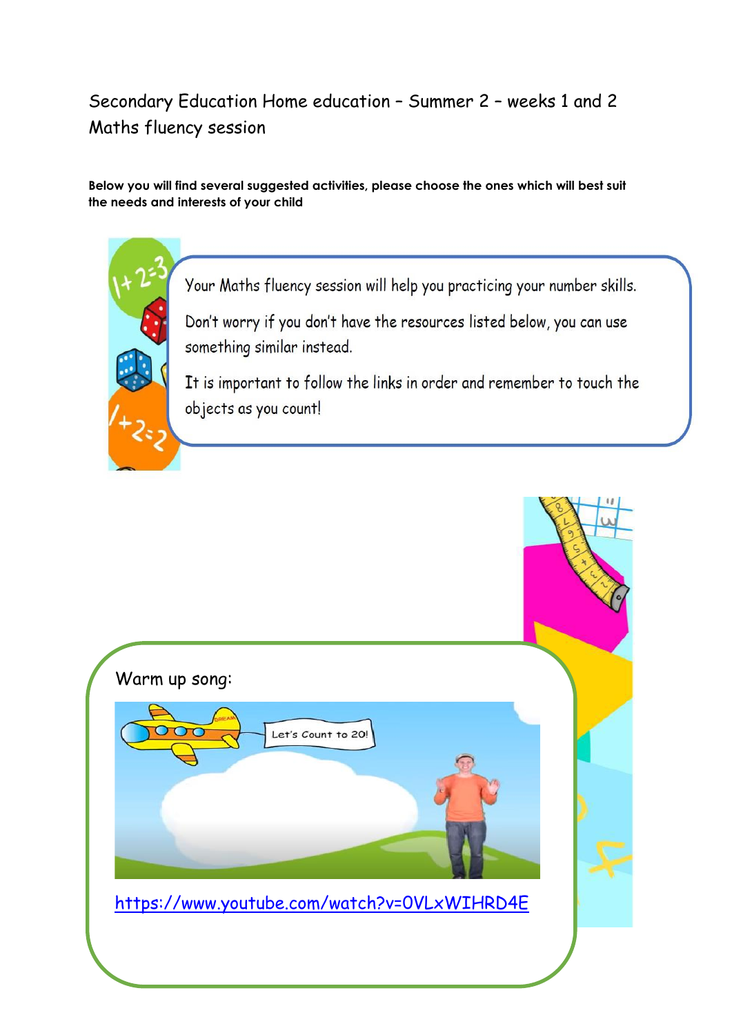# Secondary Education Home education – Summer 2 – weeks 1 and 2
## Maths fluency session

**Below you will find several suggested activities, please choose the ones which will best suit the needs and interests of your child**

Your Maths fluency session will help you practicing your number skills.

Don't worry if you don't have the resources listed below, you can use something similar instead.

It is important to follow the links in order and remember to touch the objects as you count!

Warm up song:

https://www.youtube.com/watch?v=0VLxWIHRD4E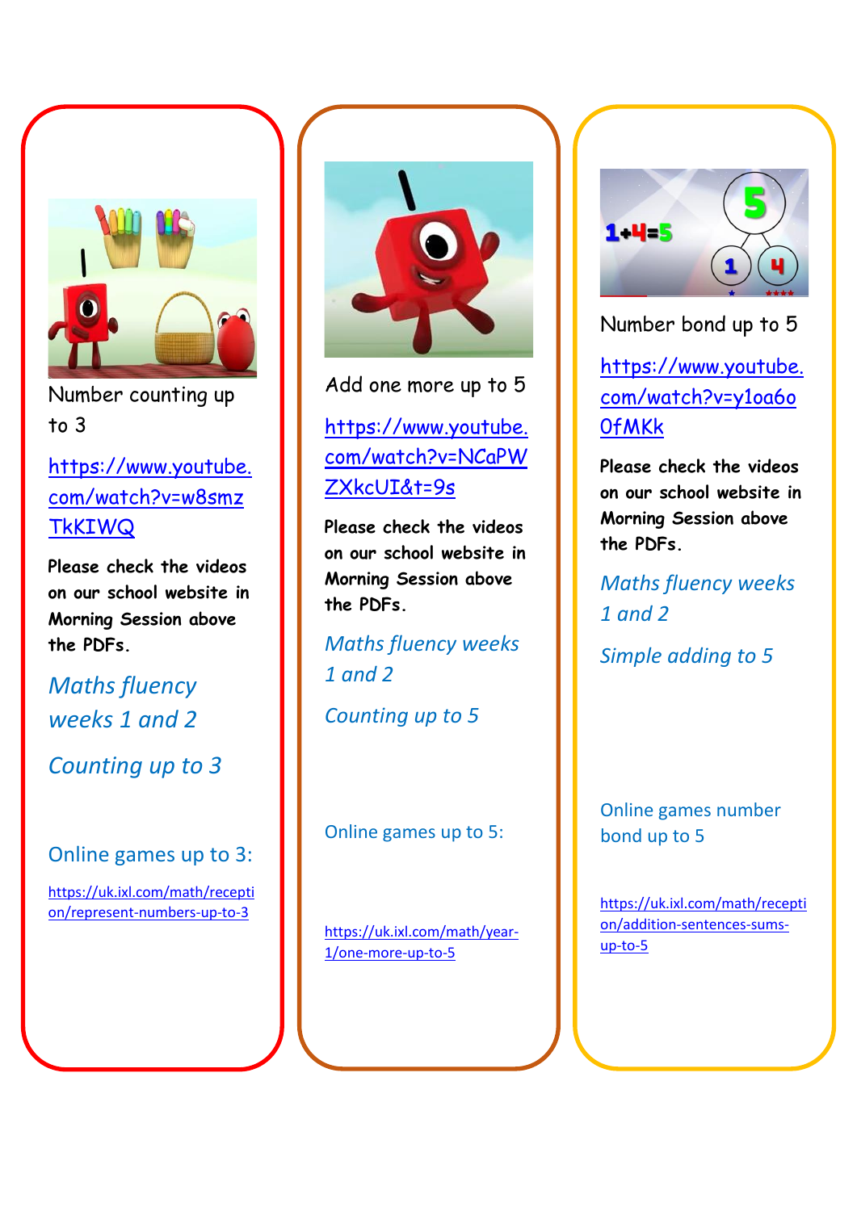Number counting up to 3

https://www.youtube.com/watch?v=w8smzTkKIWQ

**Please check the videos on our school website in Morning Session above the PDFs.**

*Maths fluency weeks 1 and 2*

*Counting up to 3*

Online games up to 3:

https://uk.ixl.com/math/reception/represent-numbers-up-to-3

Add one more up to 5

https://www.youtube.com/watch?v=NCaPWZXkcUI&t=9s

**Please check the videos on our school website in Morning Session above the PDFs.**

*Maths fluency weeks 1 and 2*

*Counting up to 5*

Online games up to 5:

https://uk.ixl.com/math/year-1/one-more-up-to-5

Number bond up to 5

https://www.youtube.com/watch?v=y1oa6o0fMKk

**Please check the videos on our school website in Morning Session above the PDFs.**

*Maths fluency weeks 1 and 2*

*Simple adding to 5*

Online games number bond up to 5

https://uk.ixl.com/math/reception/addition-sentences-sums-up-to-5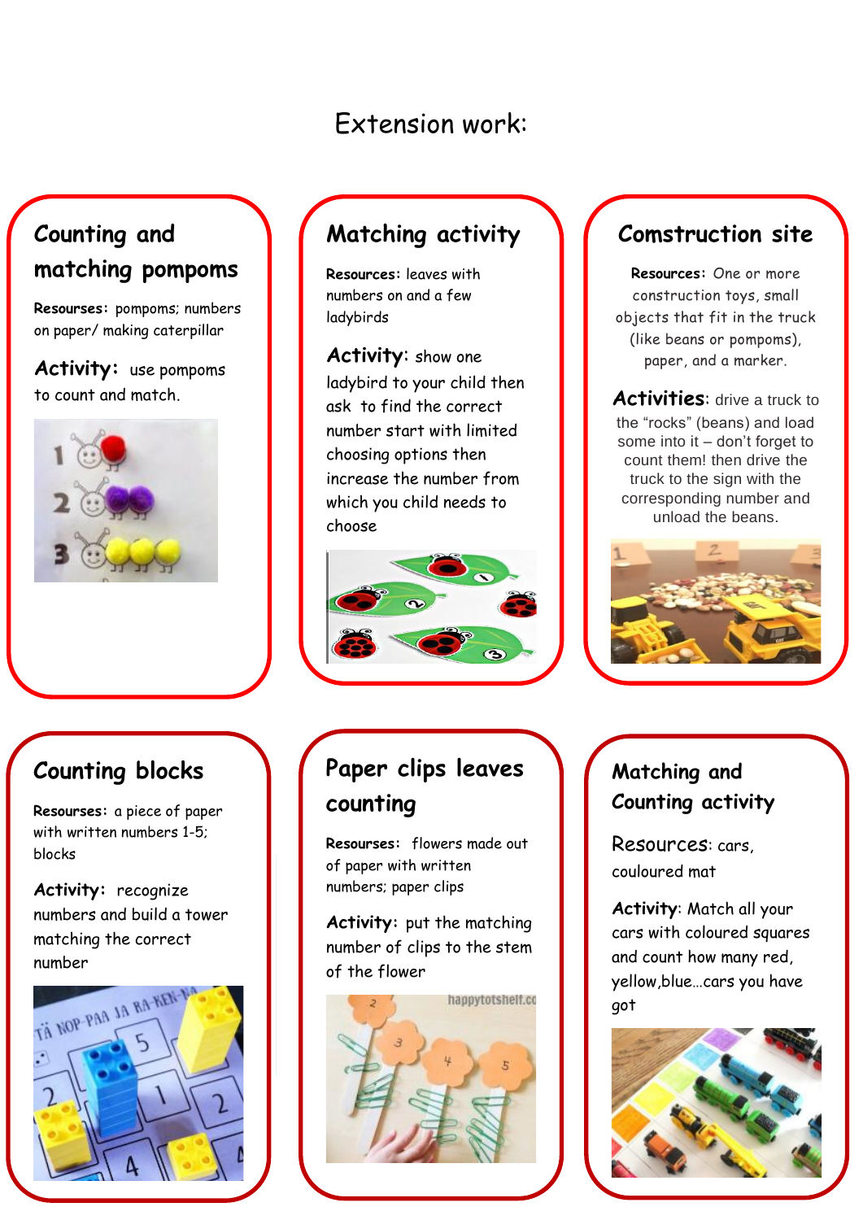# Extension work:

## Counting and matching pompoms

**Resourses:** pompoms; numbers on paper/ making caterpillar

**Activity:** use pompoms to count and match.

## Matching activity

**Resources:** leaves with numbers on and a few ladybirds

**Activity:** show one ladybird to your child then ask to find the correct number start with limited choosing options then increase the number from which you child needs to choose

## Comstruction site

**Resources:** One or more construction toys, small objects that fit in the truck (like beans or pompoms), paper, and a marker.

**Activities:** drive a truck to the "rocks" (beans) and load some into it – don't forget to count them! then drive the truck to the sign with the corresponding number and unload the beans.

## Counting blocks

**Resourses:** a piece of paper with written numbers 1-5; blocks

**Activity:** recognize numbers and build a tower matching the correct number

## Paper clips leaves counting

**Resourses:** flowers made out of paper with written numbers; paper clips

**Activity:** put the matching number of clips to the stem of the flower

## Matching and Counting activity

**Resources:** cars, couloured mat

**Activity:** Match all your cars with coloured squares and count how many red, yellow,blue…cars you have got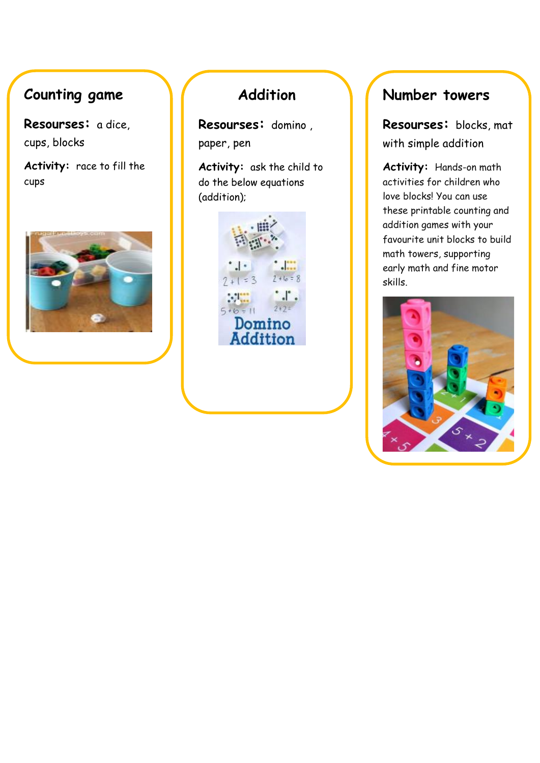## Counting game

**Resourses:** a dice, cups, blocks

**Activity:** race to fill the cups

## Addition

**Resourses:** domino , paper, pen

**Activity:** ask the child to do the below equations (addition);

## Number towers

**Resourses:** blocks, mat with simple addition

**Activity:** Hands-on math activities for children who love blocks! You can use these printable counting and addition games with your favourite unit blocks to build math towers, supporting early math and fine motor skills.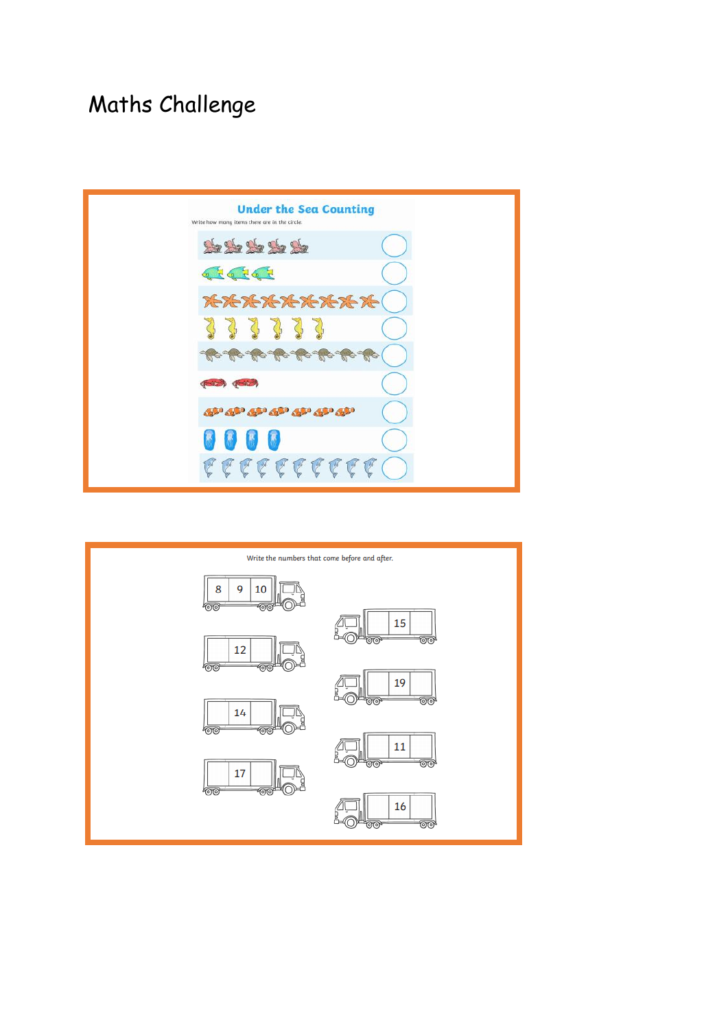# Maths Challenge

## Under the Sea Counting

Write how many items there are in the circle.

Write the numbers that come before and after.

| | | |
|---|---|---|
| 8 | 9 | 10 |
| | 12 | |
| | 14 | |
| | 17 | |
| | 15 | |
| | 19 | |
| | 11 | |
| | 16 | |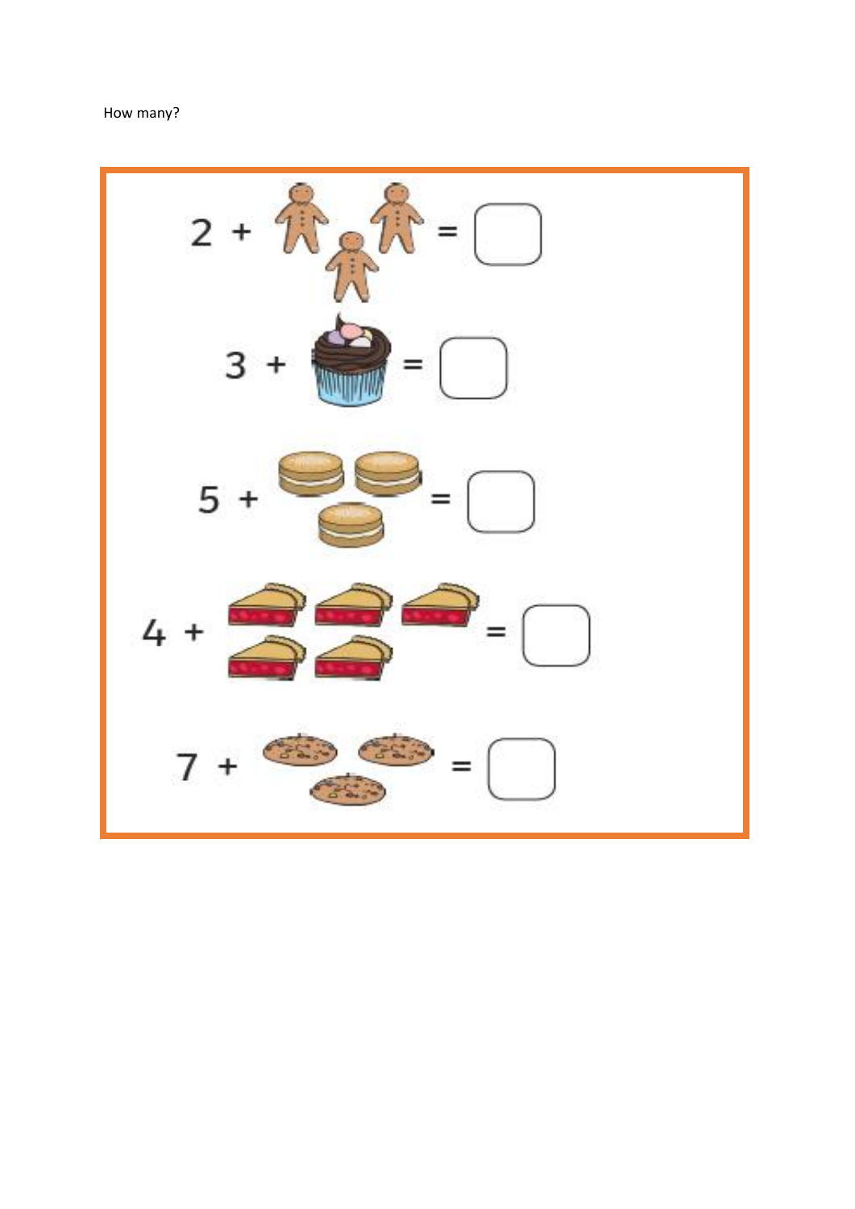How many?

2 + = 

3 + = 

5 + = 

4 + = 

7 + =